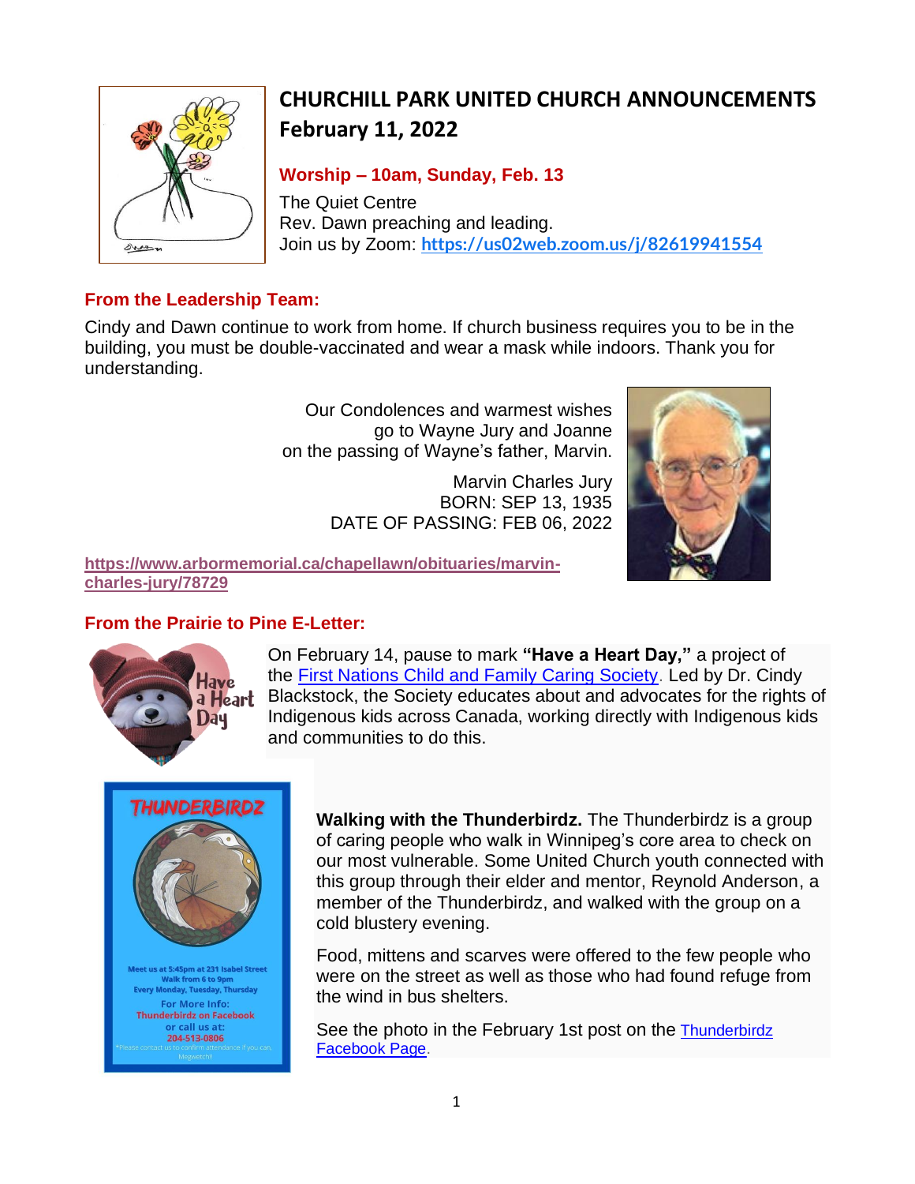# CHURCHILL PARK UNITED CHURCH ANNOUNCEMENTS
# February 11, 2022

## Worship – 10am, Sunday, Feb. 13

The Quiet Centre
Rev. Dawn preaching and leading.
Join us by Zoom: **https://us02web.zoom.us/j/82619941554**

## From the Leadership Team:

Cindy and Dawn continue to work from home. If church business requires you to be in the building, you must be double-vaccinated and wear a mask while indoors. Thank you for understanding.

Our Condolences and warmest wishes go to Wayne Jury and Joanne on the passing of Wayne's father, Marvin.

Marvin Charles Jury
BORN: SEP 13, 1935
DATE OF PASSING: FEB 06, 2022

**https://www.arbormemorial.ca/chapellawn/obituaries/marvin-charles-jury/78729**

## From the Prairie to Pine E-Letter:

On February 14, pause to mark **"Have a Heart Day,"** a project of the First Nations Child and Family Caring Society. Led by Dr. Cindy Blackstock, the Society educates about and advocates for the rights of Indigenous kids across Canada, working directly with Indigenous kids and communities to do this.

**Walking with the Thunderbirdz.** The Thunderbirdz is a group of caring people who walk in Winnipeg's core area to check on our most vulnerable. Some United Church youth connected with this group through their elder and mentor, Reynold Anderson, a member of the Thunderbirdz, and walked with the group on a cold blustery evening.

Food, mittens and scarves were offered to the few people who were on the street as well as those who had found refuge from the wind in bus shelters.

See the photo in the February 1st post on the Thunderbirdz Facebook Page.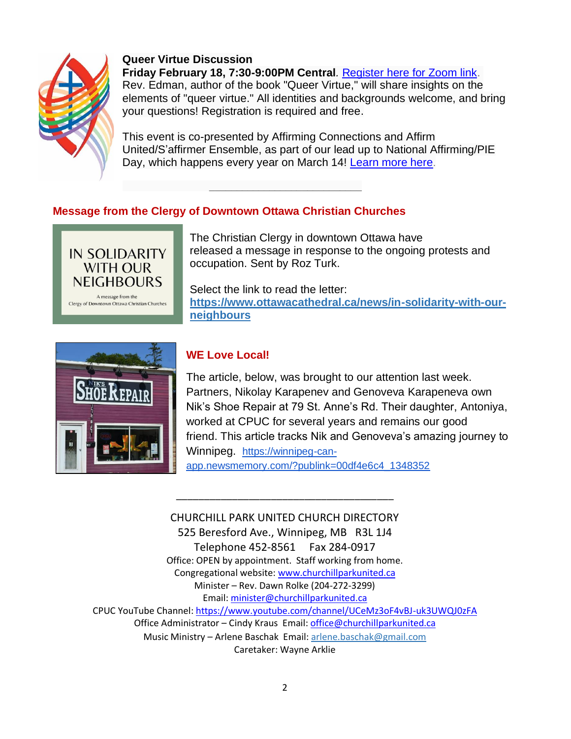**Queer Virtue Discussion**

**Friday February 18, 7:30-9:00PM Central**. Register here for Zoom link. Rev. Edman, author of the book "Queer Virtue," will share insights on the elements of "queer virtue." All identities and backgrounds welcome, and bring your questions! Registration is required and free.

This event is co-presented by Affirming Connections and Affirm United/S'affirmer Ensemble, as part of our lead up to National Affirming/PIE Day, which happens every year on March 14! Learn more here.

---

## Message from the Clergy of Downtown Ottawa Christian Churches

IN SOLIDARITY WITH OUR NEIGHBOURS

A message from the Clergy of Downtown Ottawa Christian Churches

The Christian Clergy in downtown Ottawa have released a message in response to the ongoing protests and occupation. Sent by Roz Turk.

Select the link to read the letter: **https://www.ottawacathedral.ca/news/in-solidarity-with-our-neighbours**

## WE Love Local!

The article, below, was brought to our attention last week. Partners, Nikolay Karapenev and Genoveva Karapeneva own Nik's Shoe Repair at 79 St. Anne's Rd. Their daughter, Antoniya, worked at CPUC for several years and remains our good friend. This article tracks Nik and Genoveva's amazing journey to Winnipeg. https://winnipeg-can-app.newsmemory.com/?publink=00df4e6c4_1348352

---

CHURCHILL PARK UNITED CHURCH DIRECTORY
525 Beresford Ave., Winnipeg, MB R3L 1J4
Telephone 452-8561 Fax 284-0917
Office: OPEN by appointment. Staff working from home.
Congregational website: www.churchillparkunited.ca
Minister – Rev. Dawn Rolke (204-272-3299)
Email: minister@churchillparkunited.ca
CPUC YouTube Channel: https://www.youtube.com/channel/UCeMz3oF4vBJ-uk3UWQJ0zFA
Office Administrator – Cindy Kraus Email: office@churchillparkunited.ca
Music Ministry – Arlene Baschak Email: arlene.baschak@gmail.com
Caretaker: Wayne Arklie